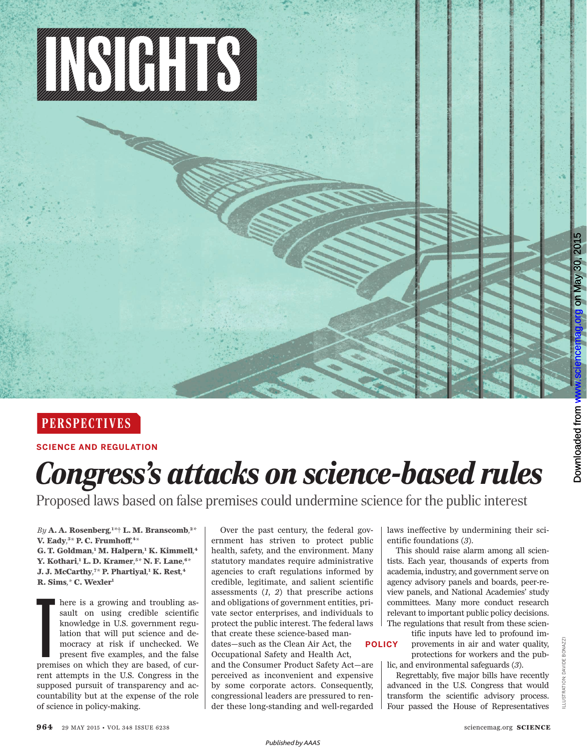INSIGHTS

PERSPECTIVES

SCIENCE AND REGULATION

# Congress's attacks on science-based rules

Proposed laws based on false premises could undermine science for the public interest

*By* **A. A. Rosenberg**,[1*†] **L. M. Branscomb**,[2*] **V. Eady**,[3*] **P. C. Frumhoff**,[4*] **G. T. Goldman**,[1] **M. Halpern**,[1] **K. Kimmell**,[4] **Y. Kothari**,[1] **L. D. Kramer**,[5*] **N. F. Lane**,[6*] **J. J. McCarthy**,[7*] **P. Phartiyal**,[1] **K. Rest**,[4] **R. Sims**,[*] **C. Wexler**[1]

There is a growing and troubling assault on using credible scientific knowledge in U.S. government regulation that will put science and democracy at risk if unchecked. We present five examples, and the false premises on which they are based, of current attempts in the U.S. Congress in the supposed pursuit of transparency and accountability but at the expense of the role of science in policy-making.

Over the past century, the federal government has striven to protect public health, safety, and the environment. Many statutory mandates require administrative agencies to craft regulations informed by credible, legitimate, and salient scientific assessments (*1*, *2*) that prescribe actions and obligations of government entities, private sector enterprises, and individuals to protect the public interest. The federal laws that create these science-based mandates—such as the Clean Air Act, the Occupational Safety and Health Act, and the Consumer Product Safety Act—are perceived as inconvenient and expensive by some corporate actors. Consequently, congressional leaders are pressured to render these long-standing and well-regarded laws ineffective by undermining their scientific foundations (*3*).

This should raise alarm among all scientists. Each year, thousands of experts from academia, industry, and government serve on agency advisory panels and boards, peer-review panels, and National Academies' study committees. Many more conduct research relevant to important public policy decisions. The regulations that result from these scientific inputs have led to profound improvements in air and water quality, protections for workers and the public, and environmental safeguards (*3*).

POLICY

Regrettably, five major bills have recently advanced in the U.S. Congress that would transform the scientific advisory process. Four passed the House of Representatives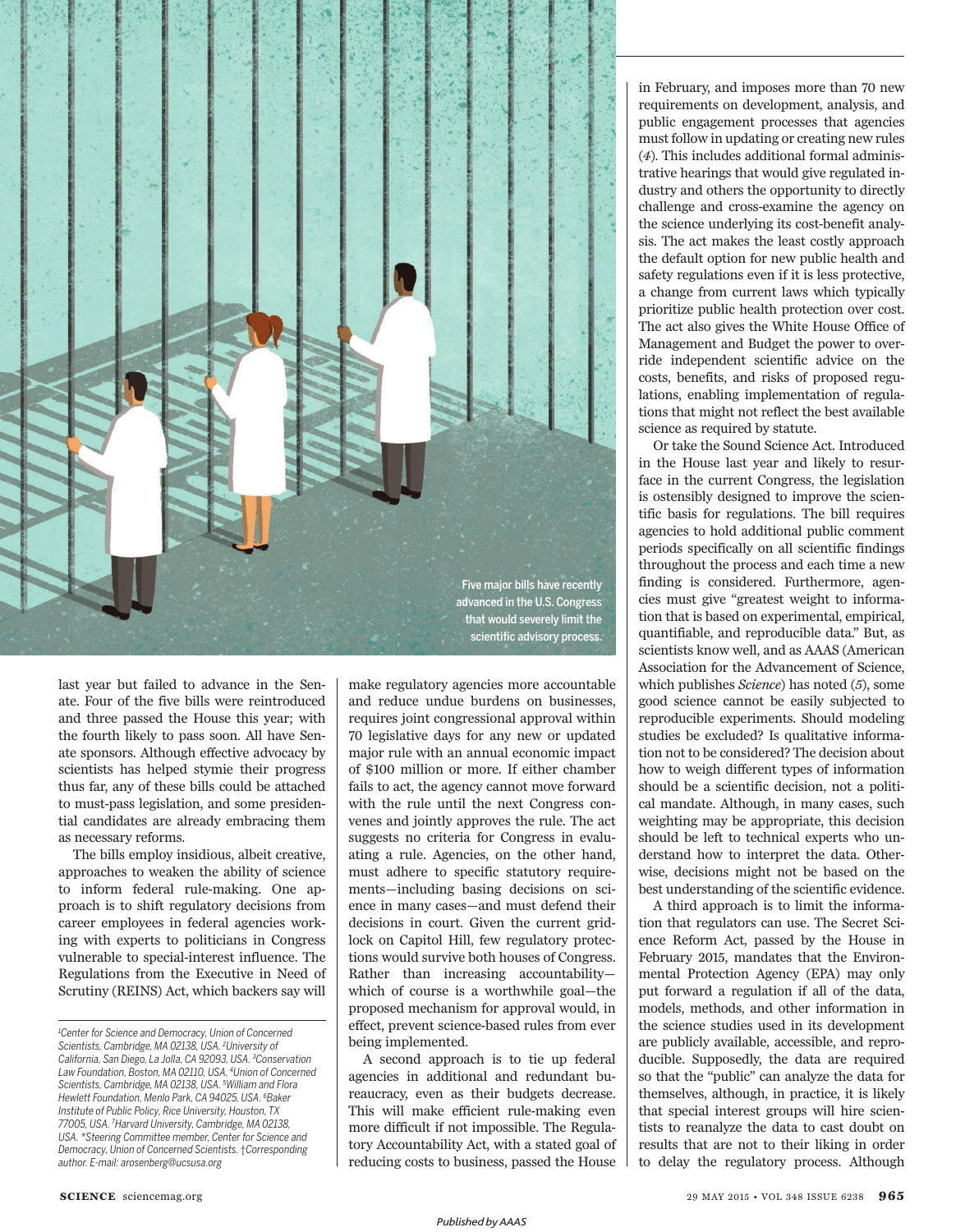Five major bills have recently advanced in the U.S. Congress that would severely limit the scientific advisory process.

last year but failed to advance in the Senate. Four of the five bills were reintroduced and three passed the House this year; with the fourth likely to pass soon. All have Senate sponsors. Although effective advocacy by scientists has helped stymie their progress thus far, any of these bills could be attached to must-pass legislation, and some presidential candidates are already embracing them as necessary reforms.

The bills employ insidious, albeit creative, approaches to weaken the ability of science to inform federal rule-making. One approach is to shift regulatory decisions from career employees in federal agencies working with experts to politicians in Congress vulnerable to special-interest influence. The Regulations from the Executive in Need of Scrutiny (REINS) Act, which backers say will make regulatory agencies more accountable and reduce undue burdens on businesses, requires joint congressional approval within 70 legislative days for any new or updated major rule with an annual economic impact of $100 million or more. If either chamber fails to act, the agency cannot move forward with the rule until the next Congress convenes and jointly approves the rule. The act suggests no criteria for Congress in evaluating a rule. Agencies, on the other hand, must adhere to specific statutory requirements—including basing decisions on science in many cases—and must defend their decisions in court. Given the current gridlock on Capitol Hill, few regulatory protections would survive both houses of Congress. Rather than increasing accountability—which of course is a worthwhile goal—the proposed mechanism for approval would, in effect, prevent science-based rules from ever being implemented.

A second approach is to tie up federal agencies in additional and redundant bureaucracy, even as their budgets decrease. This will make efficient rule-making even more difficult if not impossible. The Regulatory Accountability Act, with a stated goal of reducing costs to business, passed the House in February, and imposes more than 70 new requirements on development, analysis, and public engagement processes that agencies must follow in updating or creating new rules (*4*). This includes additional formal administrative hearings that would give regulated industry and others the opportunity to directly challenge and cross-examine the agency on the science underlying its cost-benefit analysis. The act makes the least costly approach the default option for new public health and safety regulations even if it is less protective, a change from current laws which typically prioritize public health protection over cost. The act also gives the White House Office of Management and Budget the power to override independent scientific advice on the costs, benefits, and risks of proposed regulations, enabling implementation of regulations that might not reflect the best available science as required by statute.

Or take the Sound Science Act. Introduced in the House last year and likely to resurface in the current Congress, the legislation is ostensibly designed to improve the scientific basis for regulations. The bill requires agencies to hold additional public comment periods specifically on all scientific findings throughout the process and each time a new finding is considered. Furthermore, agencies must give "greatest weight to information that is based on experimental, empirical, quantifiable, and reproducible data." But, as scientists know well, and as AAAS (American Association for the Advancement of Science, which publishes *Science*) has noted (*5*), some good science cannot be easily subjected to reproducible experiments. Should modeling studies be excluded? Is qualitative information not to be considered? The decision about how to weigh different types of information should be a scientific decision, not a political mandate. Although, in many cases, such weighting may be appropriate, this decision should be left to technical experts who understand how to interpret the data. Otherwise, decisions might not be based on the best understanding of the scientific evidence.

A third approach is to limit the information that regulators can use. The Secret Science Reform Act, passed by the House in February 2015, mandates that the Environmental Protection Agency (EPA) may only put forward a regulation if all of the data, models, methods, and other information in the science studies used in its development are publicly available, accessible, and reproducible. Supposedly, the data are required so that the "public" can analyze the data for themselves, although, in practice, it is likely that special interest groups will hire scientists to reanalyze the data to cast doubt on results that are not to their liking in order to delay the regulatory process. Although

---

[1]Center for Science and Democracy, Union of Concerned Scientists, Cambridge, MA 02138, USA. [2]University of California, San Diego, La Jolla, CA 92093, USA. [3]Conservation Law Foundation, Boston, MA 02110, USA. [4]Union of Concerned Scientists, Cambridge, MA 02138, USA. [5]William and Flora Hewlett Foundation, Menlo Park, CA 94025, USA. [6]Baker Institute of Public Policy, Rice University, Houston, TX 77005, USA. [7]Harvard University, Cambridge, MA 02138, USA. *Steering Committee member, Center for Science and Democracy, Union of Concerned Scientists. †Corresponding author. E-mail: arosenberg@ucsusa.org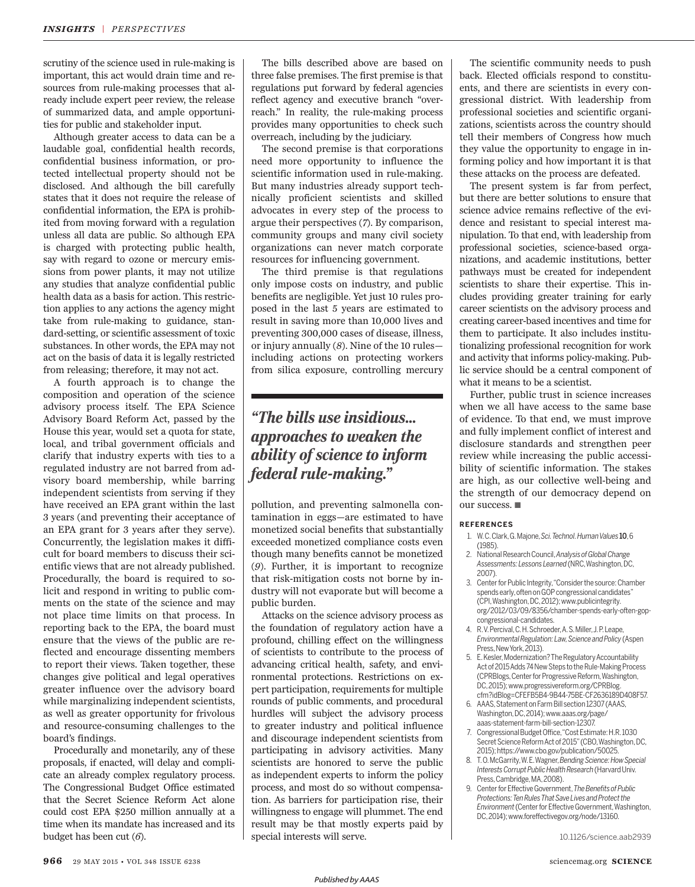scrutiny of the science used in rule-making is important, this act would drain time and resources from rule-making processes that already include expert peer review, the release of summarized data, and ample opportunities for public and stakeholder input.

Although greater access to data can be a laudable goal, confidential health records, confidential business information, or protected intellectual property should not be disclosed. And although the bill carefully states that it does not require the release of confidential information, the EPA is prohibited from moving forward with a regulation unless all data are public. So although EPA is charged with protecting public health, say with regard to ozone or mercury emissions from power plants, it may not utilize any studies that analyze confidential public health data as a basis for action. This restriction applies to any actions the agency might take from rule-making to guidance, standard-setting, or scientific assessment of toxic substances. In other words, the EPA may not act on the basis of data it is legally restricted from releasing; therefore, it may not act.

A fourth approach is to change the composition and operation of the science advisory process itself. The EPA Science Advisory Board Reform Act, passed by the House this year, would set a quota for state, local, and tribal government officials and clarify that industry experts with ties to a regulated industry are not barred from advisory board membership, while barring independent scientists from serving if they have received an EPA grant within the last 3 years (and preventing their acceptance of an EPA grant for 3 years after they serve). Concurrently, the legislation makes it difficult for board members to discuss their scientific views that are not already published. Procedurally, the board is required to solicit and respond in writing to public comments on the state of the science and may not place time limits on that process. In reporting back to the EPA, the board must ensure that the views of the public are reflected and encourage dissenting members to report their views. Taken together, these changes give political and legal operatives greater influence over the advisory board while marginalizing independent scientists, as well as greater opportunity for frivolous and resource-consuming challenges to the board's findings.

Procedurally and monetarily, any of these proposals, if enacted, will delay and complicate an already complex regulatory process. The Congressional Budget Office estimated that the Secret Science Reform Act alone could cost EPA \$250 million annually at a time when its mandate has increased and its budget has been cut (*6*).

The bills described above are based on three false premises. The first premise is that regulations put forward by federal agencies reflect agency and executive branch "overreach." In reality, the rule-making process provides many opportunities to check such overreach, including by the judiciary.

The second premise is that corporations need more opportunity to influence the scientific information used in rule-making. But many industries already support technically proficient scientists and skilled advocates in every step of the process to argue their perspectives (*7*). By comparison, community groups and many civil society organizations can never match corporate resources for influencing government.

The third premise is that regulations only impose costs on industry, and public benefits are negligible. Yet just 10 rules proposed in the last 5 years are estimated to result in saving more than 10,000 lives and preventing 300,000 cases of disease, illness, or injury annually (*8*). Nine of the 10 rules—including actions on protecting workers from silica exposure, controlling mercury pollution, and preventing salmonella contamination in eggs—are estimated to have monetized social benefits that substantially exceeded monetized compliance costs even though many benefits cannot be monetized (*9*). Further, it is important to recognize that risk-mitigation costs not borne by industry will not evaporate but will become a public burden.

> ***"The bills use insidious... approaches to weaken the ability of science to inform federal rule-making."***

Attacks on the science advisory process as the foundation of regulatory action have a profound, chilling effect on the willingness of scientists to contribute to the process of advancing critical health, safety, and environmental protections. Restrictions on expert participation, requirements for multiple rounds of public comments, and procedural hurdles will subject the advisory process to greater industry and political influence and discourage independent scientists from participating in advisory activities. Many scientists are honored to serve the public as independent experts to inform the policy process, and most do so without compensation. As barriers for participation rise, their willingness to engage will plummet. The end result may be that mostly experts paid by special interests will serve.

The scientific community needs to push back. Elected officials respond to constituents, and there are scientists in every congressional district. With leadership from professional societies and scientific organizations, scientists across the country should tell their members of Congress how much they value the opportunity to engage in informing policy and how important it is that these attacks on the process are defeated.

The present system is far from perfect, but there are better solutions to ensure that science advice remains reflective of the evidence and resistant to special interest manipulation. To that end, with leadership from professional societies, science-based organizations, and academic institutions, better pathways must be created for independent scientists to share their expertise. This includes providing greater training for early career scientists on the advisory process and creating career-based incentives and time for them to participate. It also includes institutionalizing professional recognition for work and activity that informs policy-making. Public service should be a central component of what it means to be a scientist.

Further, public trust in science increases when we all have access to the same base of evidence. To that end, we must improve and fully implement conflict of interest and disclosure standards and strengthen peer review while increasing the public accessibility of scientific information. The stakes are high, as our collective well-being and the strength of our democracy depend on our success. ■

### REFERENCES

1. W. C. Clark, G. Majone, *Sci. Technol. Human Values* **10**, 6 (1985).
2. National Research Council, *Analysis of Global Change Assessments: Lessons Learned* (NRC, Washington, DC, 2007).
3. Center for Public Integrity, "Consider the source: Chamber spends early, often on GOP congressional candidates" (CPI, Washington, DC, 2012); www.publicintegrity.org/2012/03/09/8356/chamber-spends-early-often-gop-congressional-candidates.
4. R. V. Percival, C. H. Schroeder, A. S. Miller, J. P. Leape, *Environmental Regulation: Law, Science and Policy* (Aspen Press, New York, 2013).
5. E. Kesler, Modernization? The Regulatory Accountability Act of 2015 Adds 74 New Steps to the Rule-Making Process (CPRBlogs, Center for Progressive Reform, Washington, DC, 2015); www.progressivereform.org/CPRBlog.cfm?idBlog=CFEFB5B4-9B44-75BE-CF2636189D408F57.
6. AAAS, Statement on Farm Bill section 12307 (AAAS, Washington, DC, 2014); www.aaas.org/page/aaas-statement-farm-bill-section-12307.
7. Congressional Budget Office, "Cost Estimate: H.R. 1030 Secret Science Reform Act of 2015" (CBO, Washington, DC, 2015); https://www.cbo.gov/publication/50025.
8. T. O. McGarrity, W. E. Wagner, *Bending Science: How Special Interests Corrupt Public Health Research* (Harvard Univ. Press, Cambridge, MA, 2008).
9. Center for Effective Government, *The Benefits of Public Protections: Ten Rules That Save Lives and Protect the Environment* (Center for Effective Government, Washington, DC, 2014); www.foreffectivegov.org/node/13160.

10.1126/science.aab2939